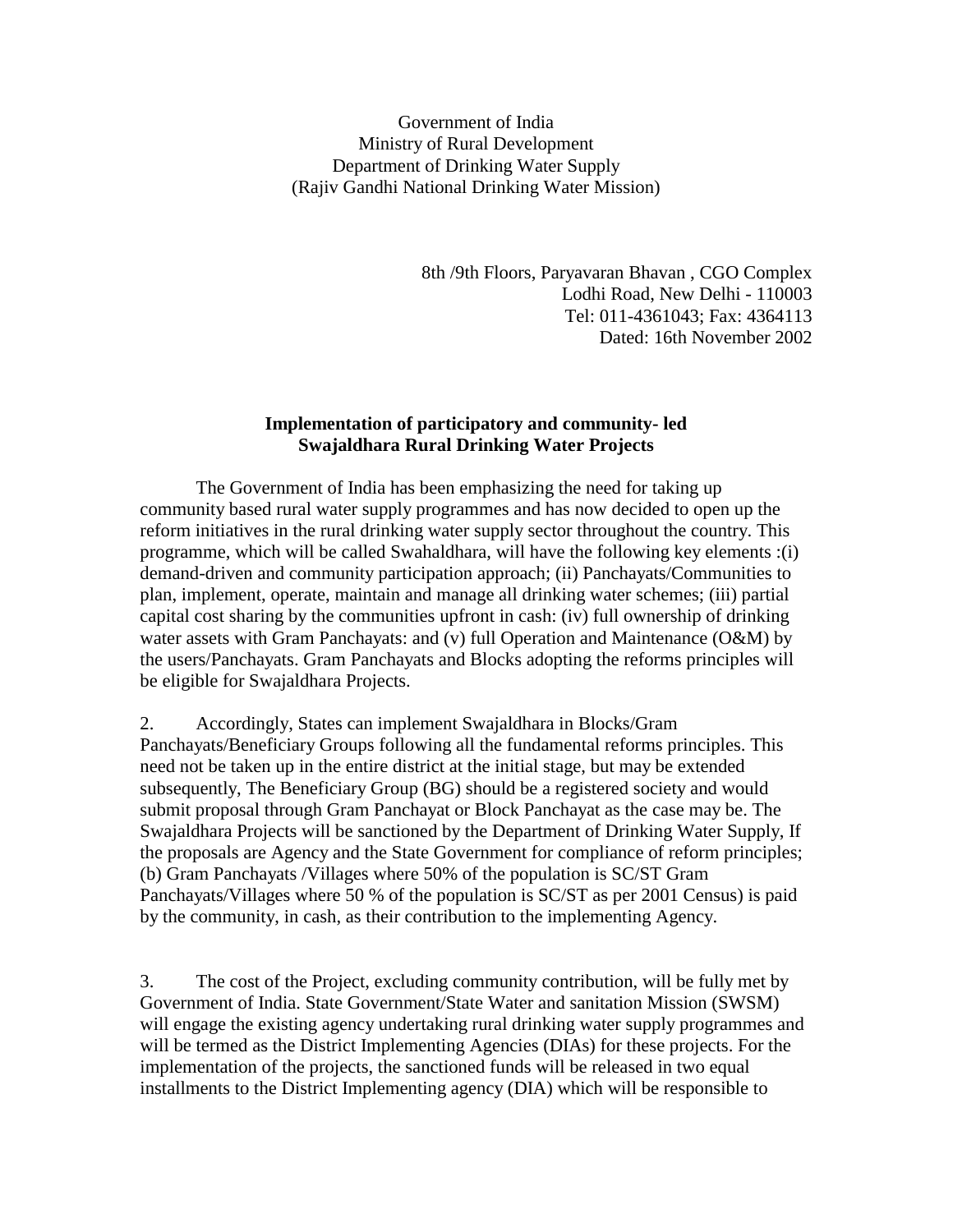Government of India
Ministry of Rural Development
Department of Drinking Water Supply
(Rajiv Gandhi National Drinking Water Mission)

8th /9th Floors, Paryavaran Bhavan , CGO Complex
Lodhi Road, New Delhi - 110003
Tel: 011-4361043; Fax: 4364113
Dated: 16th November 2002

**Implementation of participatory and community- led Swajaldhara Rural Drinking Water Projects**

The Government of India has been emphasizing the need for taking up community based rural water supply programmes and has now decided to open up the reform initiatives in the rural drinking water supply sector throughout the country. This programme, which will be called Swahaldhara, will have the following key elements :(i) demand-driven and community participation approach; (ii) Panchayats/Communities to plan, implement, operate, maintain and manage all drinking water schemes; (iii) partial capital cost sharing by the communities upfront in cash: (iv) full ownership of drinking water assets with Gram Panchayats: and (v) full Operation and Maintenance (O&M) by the users/Panchayats. Gram Panchayats and Blocks adopting the reforms principles will be eligible for Swajaldhara Projects.

2. Accordingly, States can implement Swajaldhara in Blocks/Gram Panchayats/Beneficiary Groups following all the fundamental reforms principles. This need not be taken up in the entire district at the initial stage, but may be extended subsequently, The Beneficiary Group (BG) should be a registered society and would submit proposal through Gram Panchayat or Block Panchayat as the case may be. The Swajaldhara Projects will be sanctioned by the Department of Drinking Water Supply, If the proposals are Agency and the State Government for compliance of reform principles; (b) Gram Panchayats /Villages where 50% of the population is SC/ST Gram Panchayats/Villages where 50 % of the population is SC/ST as per 2001 Census) is paid by the community, in cash, as their contribution to the implementing Agency.

3. The cost of the Project, excluding community contribution, will be fully met by Government of India. State Government/State Water and sanitation Mission (SWSM) will engage the existing agency undertaking rural drinking water supply programmes and will be termed as the District Implementing Agencies (DIAs) for these projects. For the implementation of the projects, the sanctioned funds will be released in two equal installments to the District Implementing agency (DIA) which will be responsible to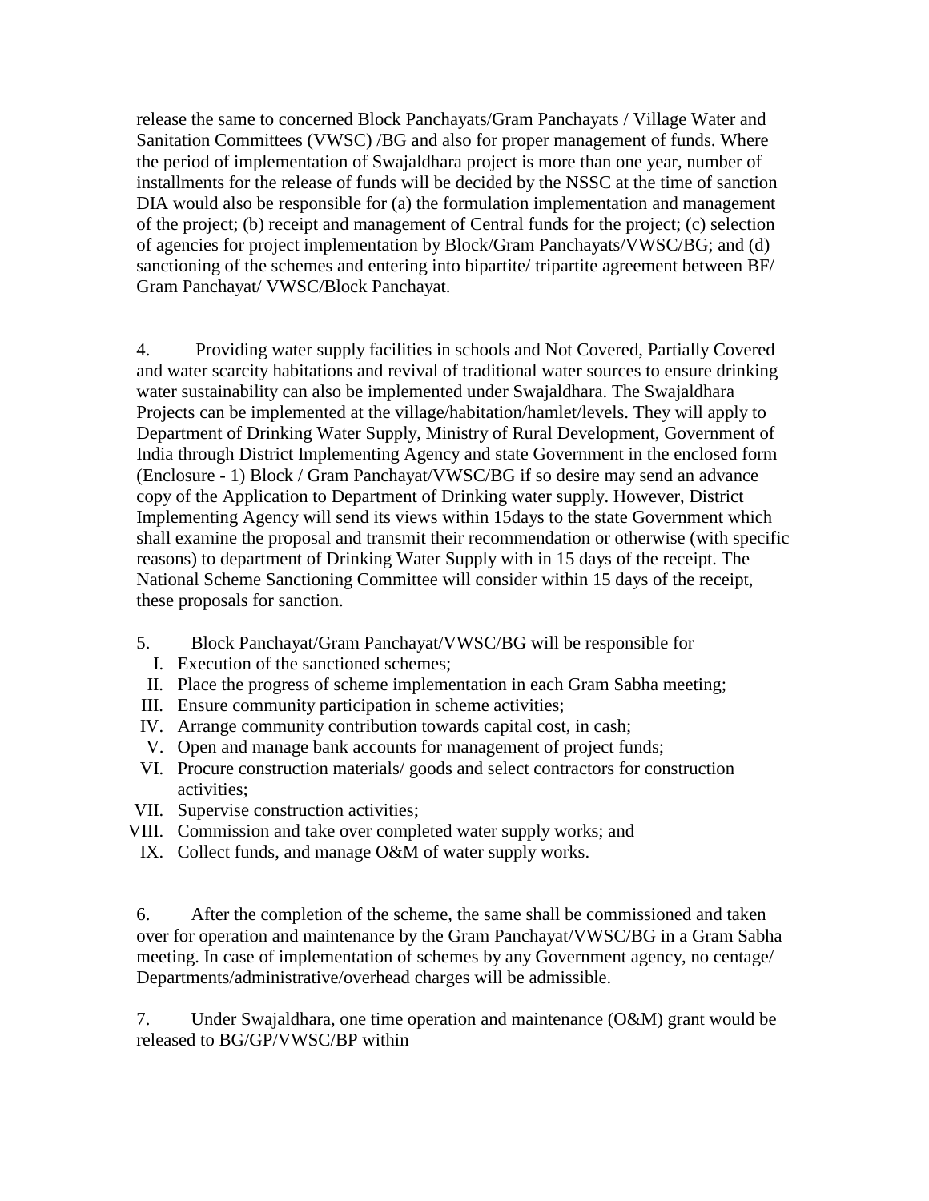release the same to concerned Block Panchayats/Gram Panchayats / Village Water and Sanitation Committees (VWSC) /BG and also for proper management of funds. Where the period of implementation of Swajaldhara project is more than one year, number of installments for the release of funds will be decided by the NSSC at the time of sanction DIA would also be responsible for (a) the formulation implementation and management of the project; (b) receipt and management of Central funds for the project; (c) selection of agencies for project implementation by Block/Gram Panchayats/VWSC/BG; and (d) sanctioning of the schemes and entering into bipartite/ tripartite agreement between BF/ Gram Panchayat/ VWSC/Block Panchayat.

4. Providing water supply facilities in schools and Not Covered, Partially Covered and water scarcity habitations and revival of traditional water sources to ensure drinking water sustainability can also be implemented under Swajaldhara. The Swajaldhara Projects can be implemented at the village/habitation/hamlet/levels. They will apply to Department of Drinking Water Supply, Ministry of Rural Development, Government of India through District Implementing Agency and state Government in the enclosed form (Enclosure - 1) Block / Gram Panchayat/VWSC/BG if so desire may send an advance copy of the Application to Department of Drinking water supply. However, District Implementing Agency will send its views within 15days to the state Government which shall examine the proposal and transmit their recommendation or otherwise (with specific reasons) to department of Drinking Water Supply with in 15 days of the receipt. The National Scheme Sanctioning Committee will consider within 15 days of the receipt, these proposals for sanction.

5. Block Panchayat/Gram Panchayat/VWSC/BG will be responsible for

I. Execution of the sanctioned schemes;
II. Place the progress of scheme implementation in each Gram Sabha meeting;
III. Ensure community participation in scheme activities;
IV. Arrange community contribution towards capital cost, in cash;
V. Open and manage bank accounts for management of project funds;
VI. Procure construction materials/ goods and select contractors for construction activities;
VII. Supervise construction activities;
VIII. Commission and take over completed water supply works; and
IX. Collect funds, and manage O&M of water supply works.

6. After the completion of the scheme, the same shall be commissioned and taken over for operation and maintenance by the Gram Panchayat/VWSC/BG in a Gram Sabha meeting. In case of implementation of schemes by any Government agency, no centage/ Departments/administrative/overhead charges will be admissible.

7. Under Swajaldhara, one time operation and maintenance (O&M) grant would be released to BG/GP/VWSC/BP within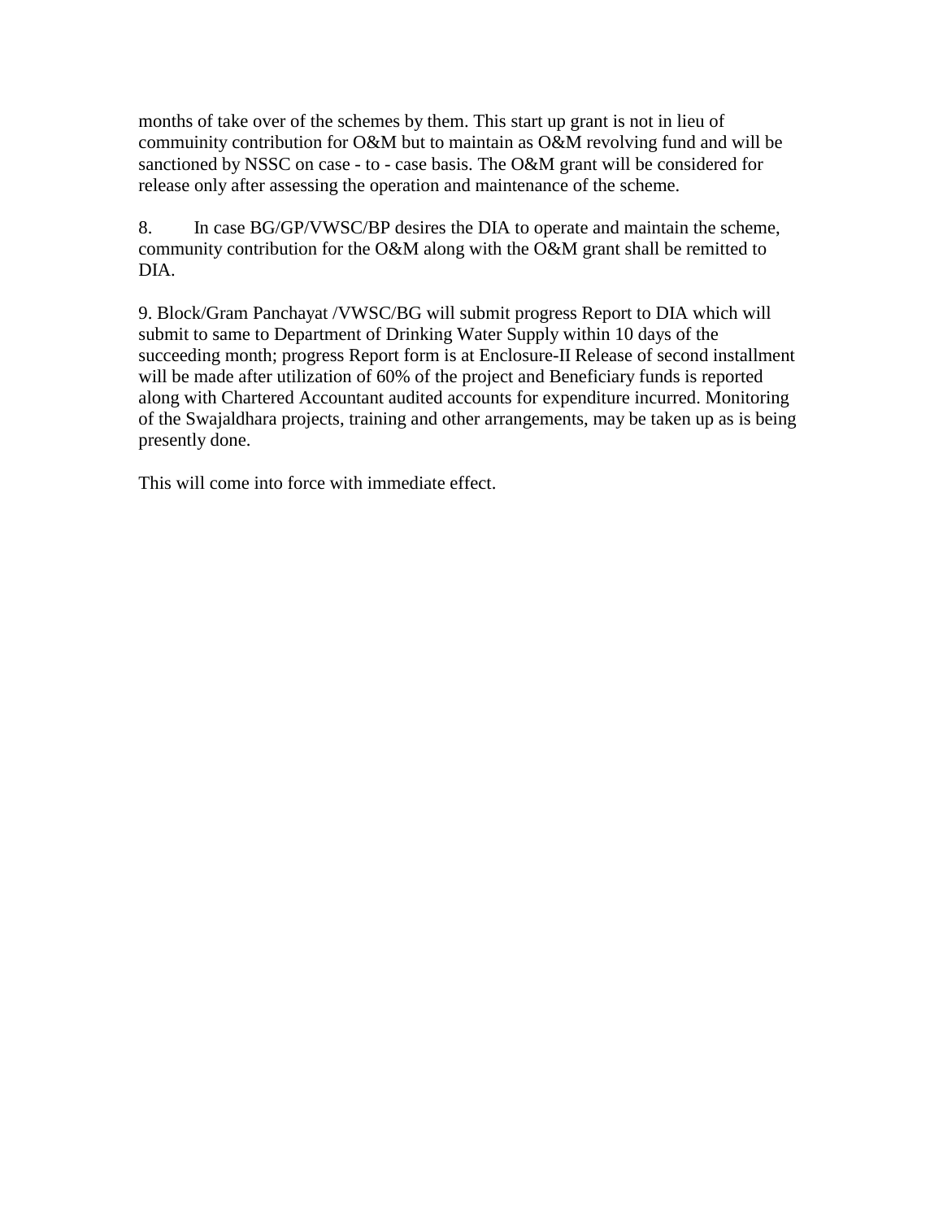months of take over of the schemes by them. This start up grant is not in lieu of commuinity contribution for O&M but to maintain as O&M revolving fund and will be sanctioned by NSSC on case - to - case basis. The O&M grant will be considered for release only after assessing the operation and maintenance of the scheme.

8. In case BG/GP/VWSC/BP desires the DIA to operate and maintain the scheme, community contribution for the O&M along with the O&M grant shall be remitted to DIA.

9. Block/Gram Panchayat /VWSC/BG will submit progress Report to DIA which will submit to same to Department of Drinking Water Supply within 10 days of the succeeding month; progress Report form is at Enclosure-II Release of second installment will be made after utilization of 60% of the project and Beneficiary funds is reported along with Chartered Accountant audited accounts for expenditure incurred. Monitoring of the Swajaldhara projects, training and other arrangements, may be taken up as is being presently done.

This will come into force with immediate effect.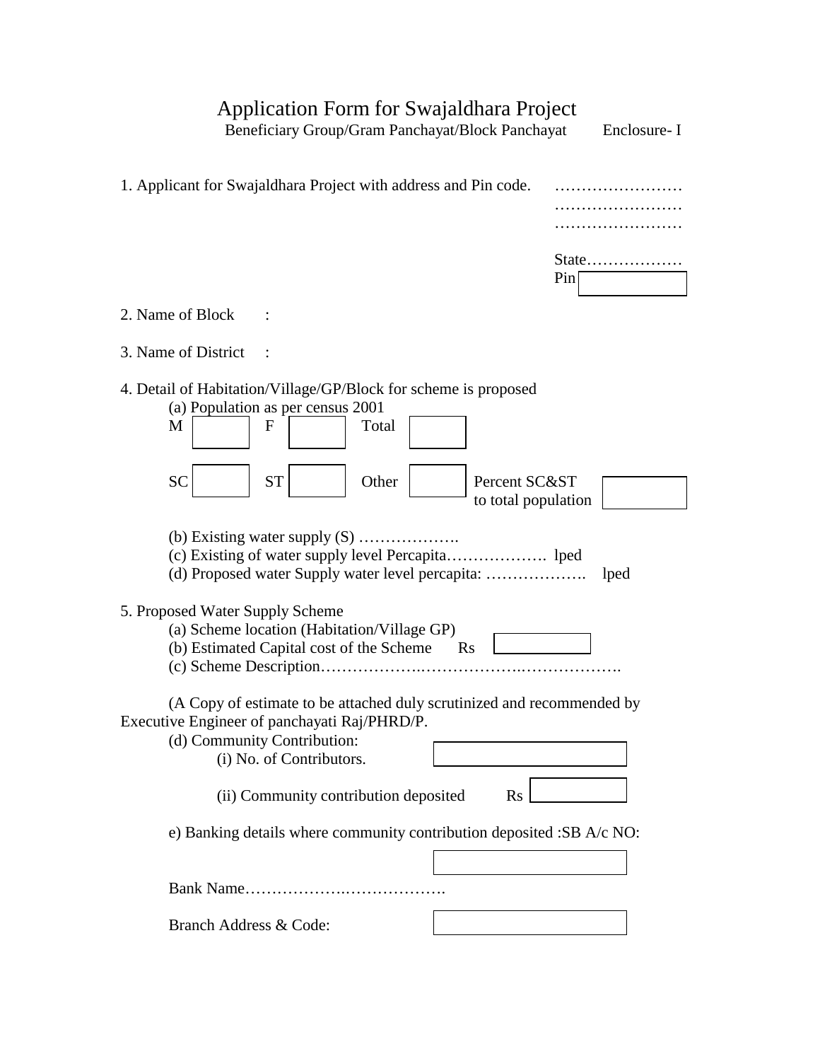# Application Form for Swajaldhara Project

Beneficiary Group/Gram Panchayat/Block Panchayat Enclosure- I

1. Applicant for Swajaldhara Project with address and Pin code. ……………………
……………………
……………………

State………………
Pin

2. Name of Block :

3. Name of District :

4. Detail of Habitation/Village/GP/Block for scheme is proposed

   (a) Population as per census 2001

   M F Total

   SC ST Other Percent SC&ST to total population

   (b) Existing water supply (S) ……………….

   (c) Existing of water supply level Percapita………………. lped

   (d) Proposed water Supply water level percapita: ………………. lped

5. Proposed Water Supply Scheme

   (a) Scheme location (Habitation/Village GP)

   (b) Estimated Capital cost of the Scheme Rs

   (c) Scheme Description……………….……………….……………….

   (A Copy of estimate to be attached duly scrutinized and recommended by Executive Engineer of panchayati Raj/PHRD/P.

   (d) Community Contribution:

   (i) No. of Contributors.

   (ii) Community contribution deposited Rs

   e) Banking details where community contribution deposited :SB A/c NO:

   Bank Name……………….……………….

   Branch Address & Code: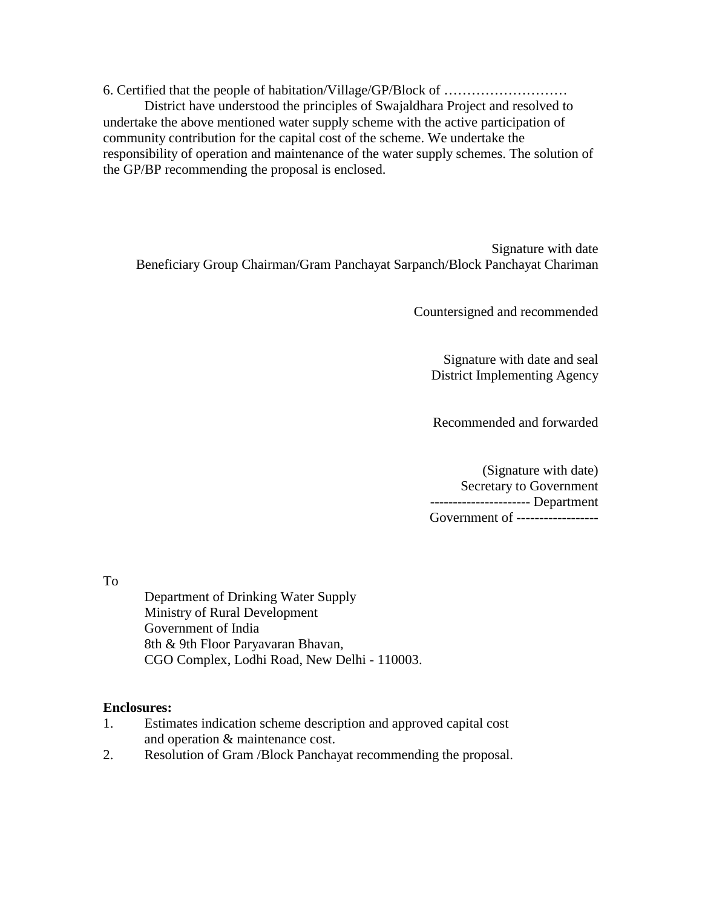6. Certified that the people of habitation/Village/GP/Block of ………………………
District have understood the principles of Swajaldhara Project and resolved to undertake the above mentioned water supply scheme with the active participation of community contribution for the capital cost of the scheme. We undertake the responsibility of operation and maintenance of the water supply schemes. The solution of the GP/BP recommending the proposal is enclosed.

Signature with date
Beneficiary Group Chairman/Gram Panchayat Sarpanch/Block Panchayat Chariman

Countersigned and recommended

Signature with date and seal
District Implementing Agency

Recommended and forwarded

(Signature with date)
Secretary to Government
---------------------- Department
Government of ------------------

To

Department of Drinking Water Supply
Ministry of Rural Development
Government of India
8th & 9th Floor Paryavaran Bhavan,
CGO Complex, Lodhi Road, New Delhi - 110003.

**Enclosures:**

1. Estimates indication scheme description and approved capital cost and operation & maintenance cost.
2. Resolution of Gram /Block Panchayat recommending the proposal.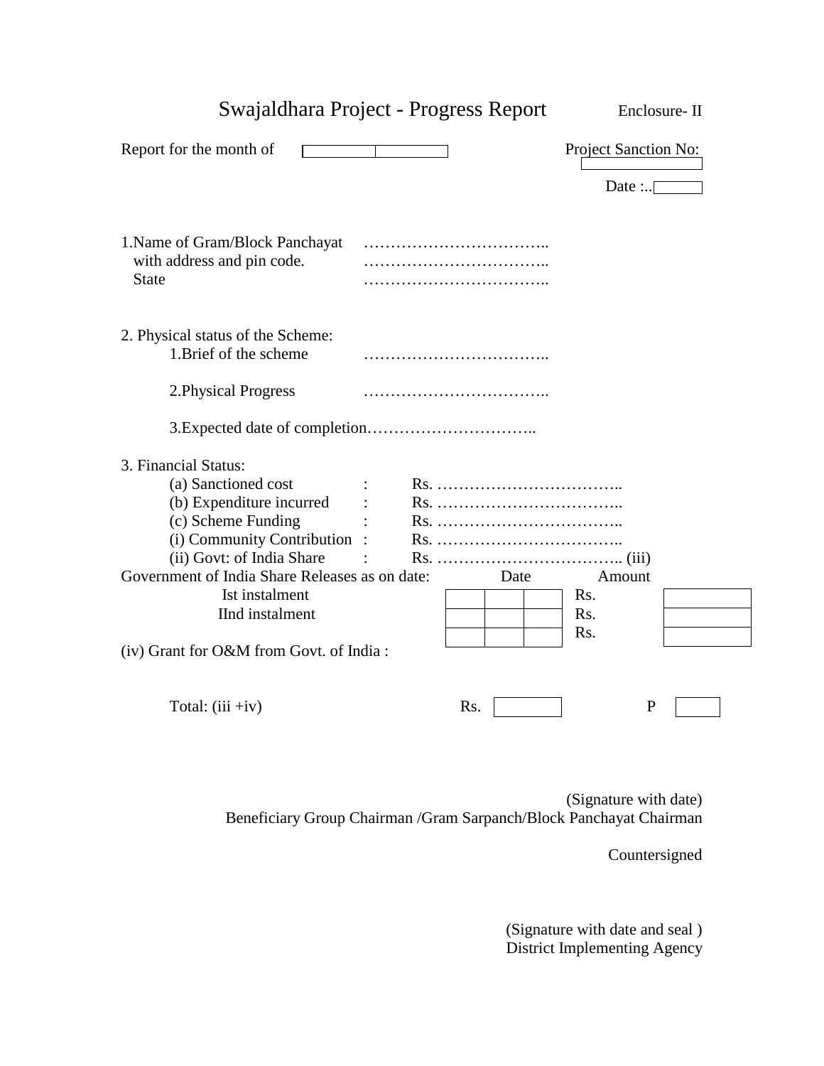# Swajaldhara Project - Progress Report

Enclosure- II

Report for the month of

Project Sanction No:

Date :..

1.Name of Gram/Block Panchayat ……………………………..
with address and pin code. ……………………………..
State ……………………………..

2. Physical status of the Scheme:

1.Brief of the scheme ……………………………..

2.Physical Progress ……………………………..

3.Expected date of completion…………………………..

3. Financial Status:

(a) Sanctioned cost : Rs. ……………………………..
(b) Expenditure incurred : Rs. ……………………………..
(c) Scheme Funding : Rs. ……………………………..
(i) Community Contribution : Rs. ……………………………..
(ii) Govt: of India Share : Rs. …………………………….. (iii)

| Government of India Share Releases as on date: | Date | | | Amount | |
|---|---|---|---|---|---|
| Ist instalment | | | | Rs. | |
| IInd instalment | | | | Rs. | |
| | | | | Rs. | |

(iv) Grant for O&M from Govt. of India :

Total: (iii +iv) Rs. P

(Signature with date)
Beneficiary Group Chairman /Gram Sarpanch/Block Panchayat Chairman

Countersigned

(Signature with date and seal )
District Implementing Agency